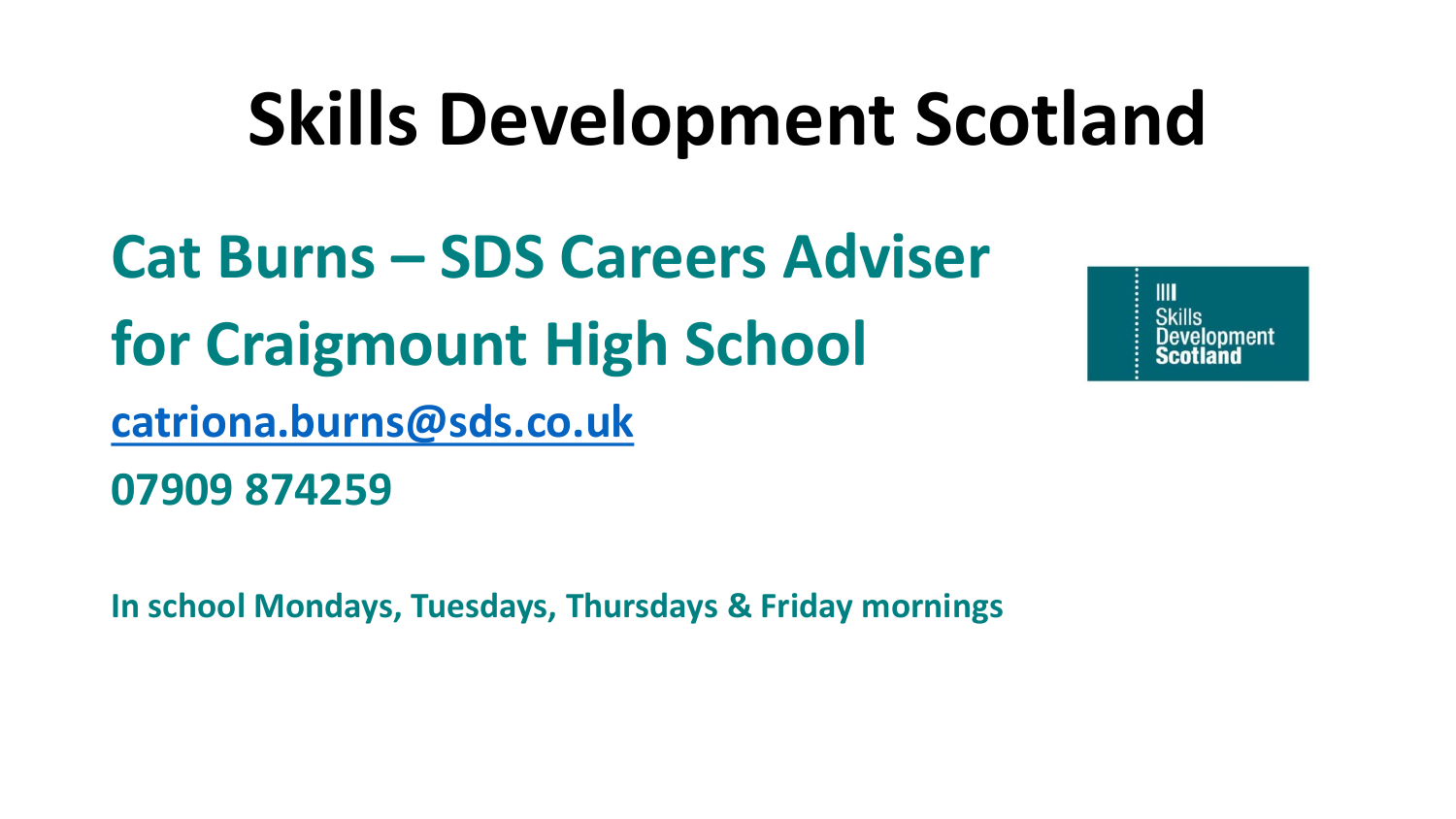# Skills Development Scotland

## Cat Burns – SDS Careers Adviser for Craigmount High School

**catriona.burns@sds.co.uk**

**07909 874259**

**In school Mondays, Tuesdays, Thursdays & Friday mornings**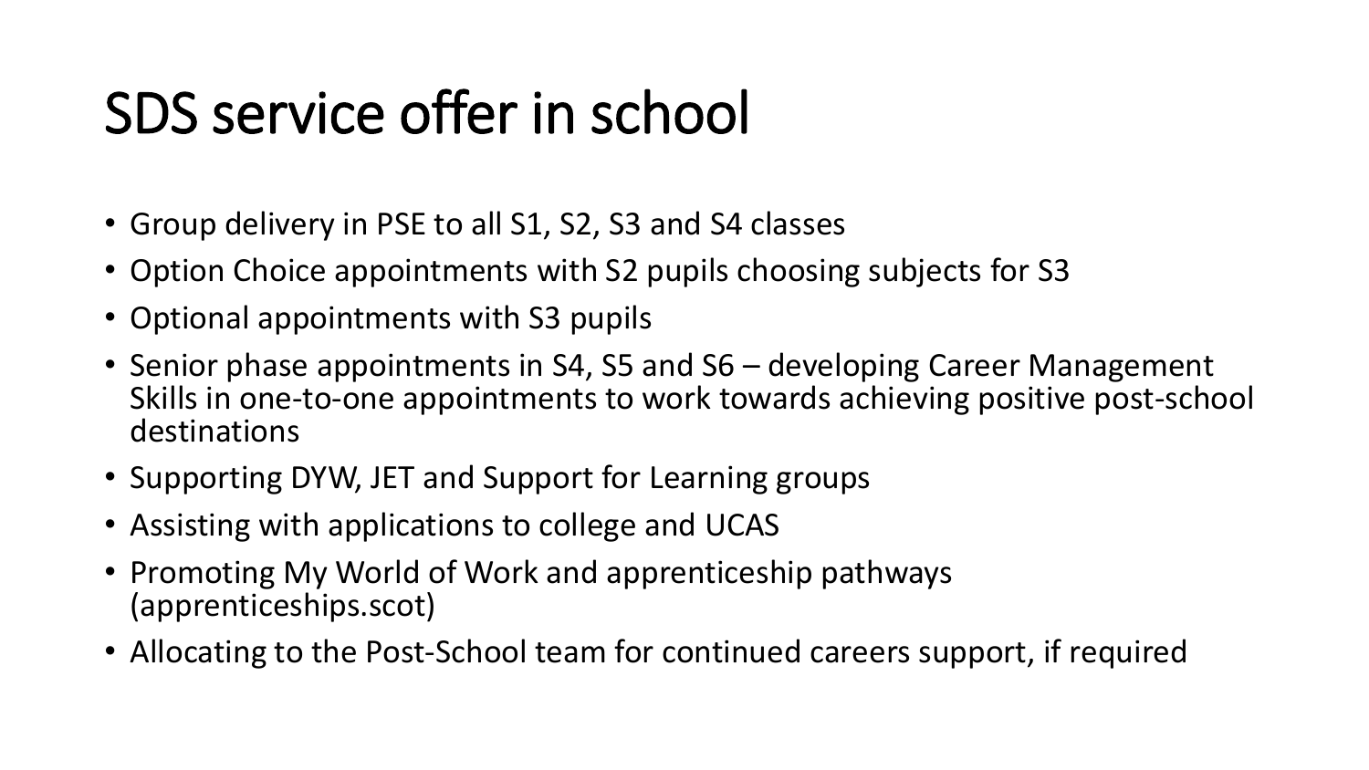# SDS service offer in school

- Group delivery in PSE to all S1, S2, S3 and S4 classes
- Option Choice appointments with S2 pupils choosing subjects for S3
- Optional appointments with S3 pupils
- Senior phase appointments in S4, S5 and S6 – developing Career Management Skills in one-to-one appointments to work towards achieving positive post-school destinations
- Supporting DYW, JET and Support for Learning groups
- Assisting with applications to college and UCAS
- Promoting My World of Work and apprenticeship pathways (apprenticeships.scot)
- Allocating to the Post-School team for continued careers support, if required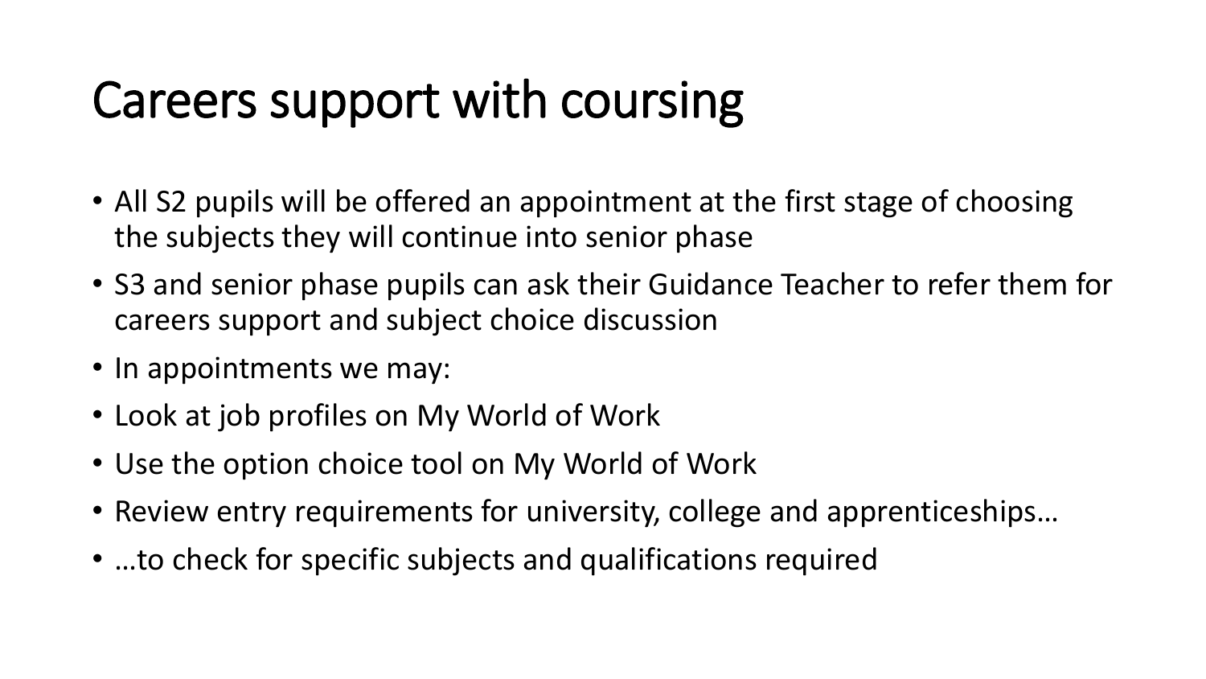# Careers support with coursing

- All S2 pupils will be offered an appointment at the first stage of choosing the subjects they will continue into senior phase
- S3 and senior phase pupils can ask their Guidance Teacher to refer them for careers support and subject choice discussion
- In appointments we may:
- Look at job profiles on My World of Work
- Use the option choice tool on My World of Work
- Review entry requirements for university, college and apprenticeships…
- …to check for specific subjects and qualifications required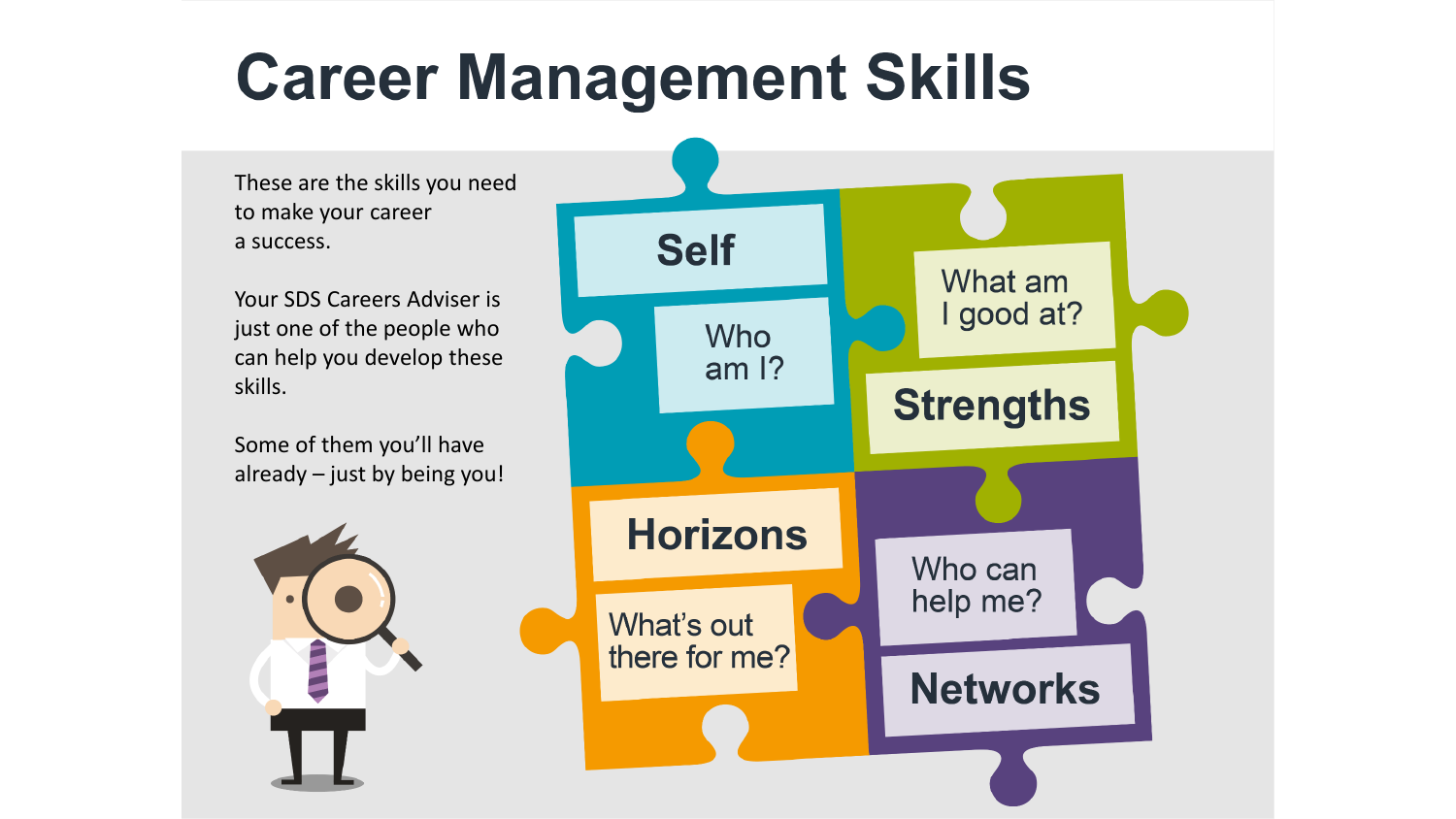# Career Management Skills

These are the skills you need to make your career a success.

Your SDS Careers Adviser is just one of the people who can help you develop these skills.

Some of them you'll have already – just by being you!

**Self**
Who am I?

**Strengths**
What am I good at?

**Horizons**
What's out there for me?

**Networks**
Who can help me?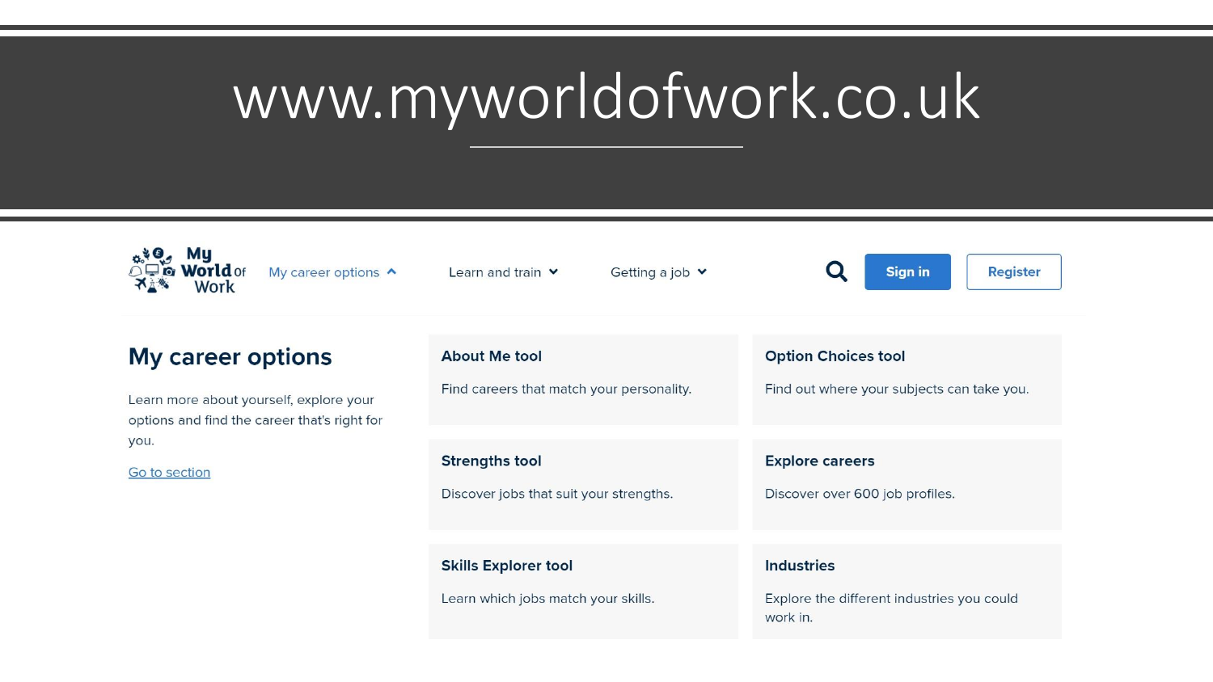# www.myworldofwork.co.uk

My World of Work | My career options | Learn and train | Getting a job | Sign in | Register

## My career options

Learn more about yourself, explore your options and find the career that's right for you.

Go to section

**About Me tool**

Find careers that match your personality.

**Option Choices tool**

Find out where your subjects can take you.

**Strengths tool**

Discover jobs that suit your strengths.

**Explore careers**

Discover over 600 job profiles.

**Skills Explorer tool**

Learn which jobs match your skills.

**Industries**

Explore the different industries you could work in.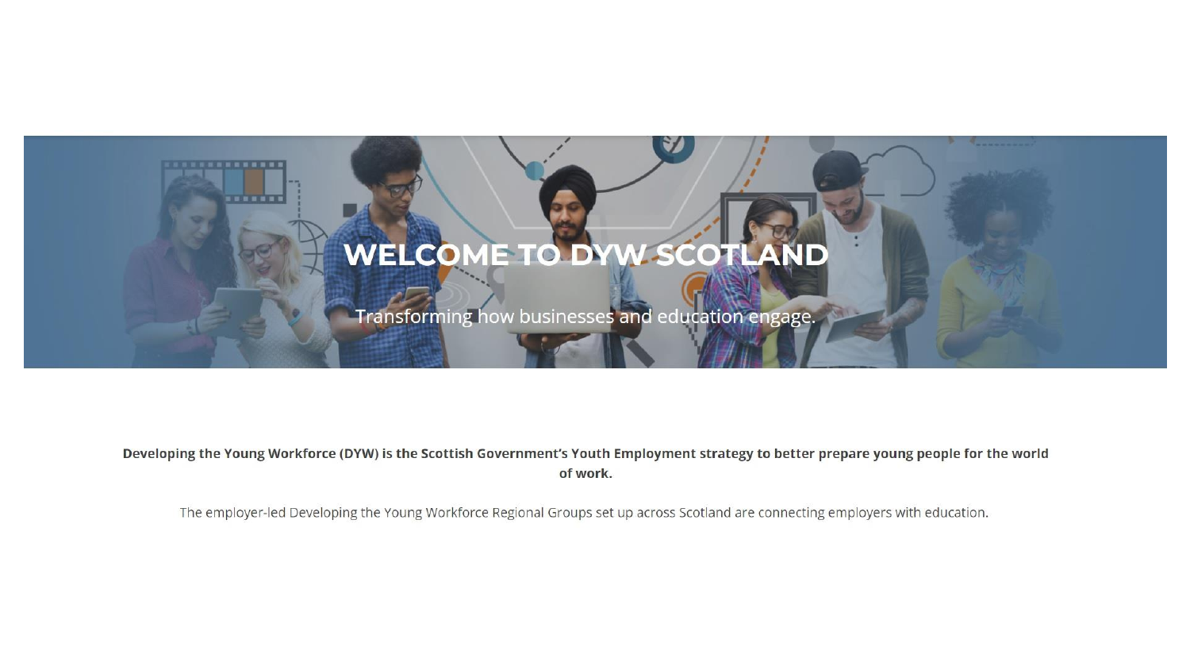# WELCOME TO DYW SCOTLAND

Transforming how businesses and education engage.

**Developing the Young Workforce (DYW) is the Scottish Government's Youth Employment strategy to better prepare young people for the world of work.**

The employer-led Developing the Young Workforce Regional Groups set up across Scotland are connecting employers with education.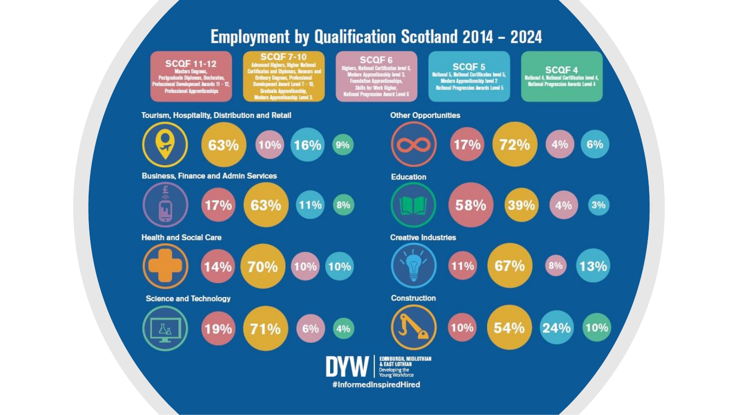# Employment by Qualification Scotland 2014 – 2024

- **SCQF 11-12**: Masters Degrees, Postgraduate Diplomas, Doctorates, Professional Development Awards 11 – 12, Professional Apprenticeships
- **SCQF 7-10**: Advanced Highers, Higher National Certificates and Diplomas, Honours and Ordinary Degrees, Professional Development Award Level 7 – 10, Graduate Apprenticeship, Modern Apprenticeship Level 3
- **SCQF 6**: Highers, National Certificates level 6, Modern Apprenticeship level 3, Foundation Apprenticeships, Skills for Work Higher, National Progression Award Level 6
- **SCQF 5**: National 5, National Certificates level 5, Modern Apprenticeship level 2, National Progression Awards Level 5
- **SCQF 4**: National 4, National Certificates level 4, National Progression Awards Level 4

| Sector | SCQF 11-12 | SCQF 7-10 | SCQF 6 | SCQF 5 | SCQF 4 |
|---|---|---|---|---|---|
| Tourism, Hospitality, Distribution and Retail | | 63% | 10% | 16% | 9% |
| Business, Finance and Admin Services | 17% | 63% | | 11% | 8% |
| Health and Social Care | 14% | 70% | 10% | 10% | |
| Science and Technology | 19% | 71% | 6% | | 4% |
| Other Opportunities | 17% | 72% | 4% | 6% | |
| Education | 58% | 39% | 4% | 3% | |
| Creative Industries | 11% | 67% | 8% | 13% | |
| Construction | 10% | 54% | | 24% | 10% |

DYW | Edinburgh, Midlothian & East Lothian – Developing the Young Workforce

#InformedInspiredHired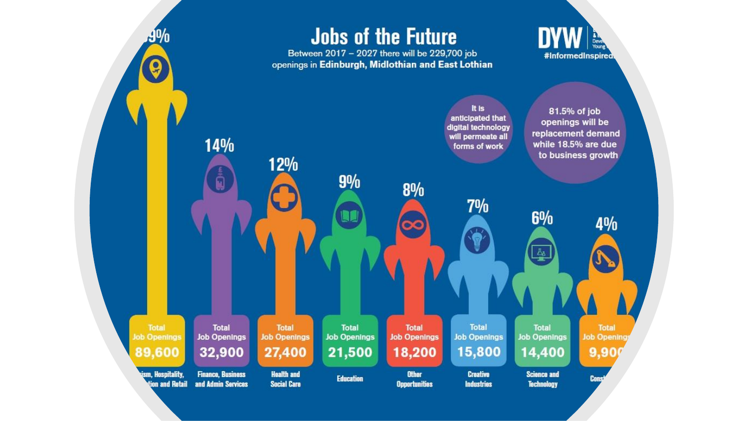# Jobs of the Future

Between 2017 – 2027 there will be 229,700 job openings in **Edinburgh, Midlothian and East Lothian**

DYW

#InformedInspired

It is anticipated that digital technology will permeate all forms of work

81.5% of job openings will be replacement demand while 18.5% are due to business growth

| Percentage | Total Job Openings | Sector |
|---|---|---|
| 39% | 89,600 | Tourism, Hospitality, Recreation and Retail |
| 14% | 32,900 | Finance, Business and Admin Services |
| 12% | 27,400 | Health and Social Care |
| 9% | 21,500 | Education |
| 8% | 18,200 | Other Opportunities |
| 7% | 15,800 | Creative Industries |
| 6% | 14,400 | Science and Technology |
| 4% | 9,900 | Construction |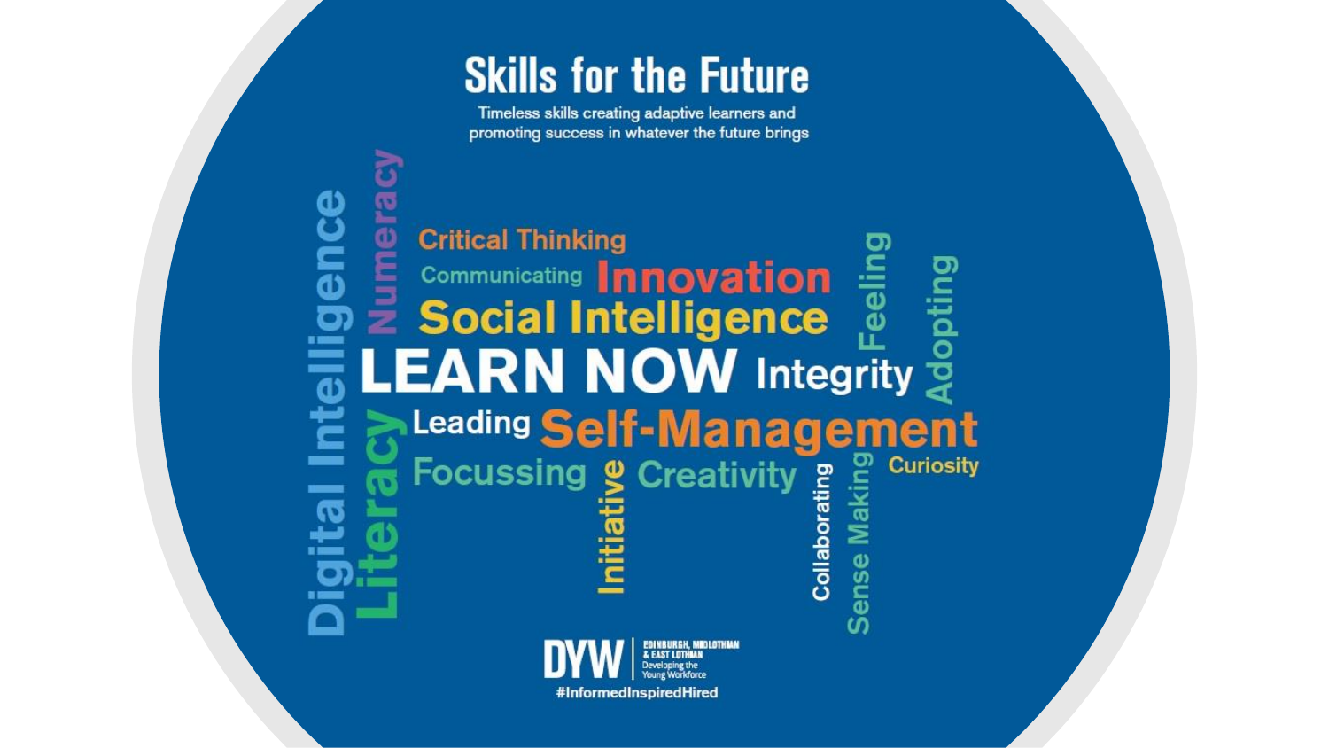# Skills for the Future

Timeless skills creating adaptive learners and promoting success in whatever the future brings

Digital Intelligence
Literacy
Numeracy
Critical Thinking
Communicating
Innovation
Social Intelligence
LEARN NOW
Integrity
Feeling
Adopting
Leading
Self-Management
Focussing
Initiative
Creativity
Collaborating
Sense Making
Curiosity

DYW | EDINBURGH, MIDLOTHIAN & EAST LOTHIAN Developing the Young Workforce

#InformedInspiredHired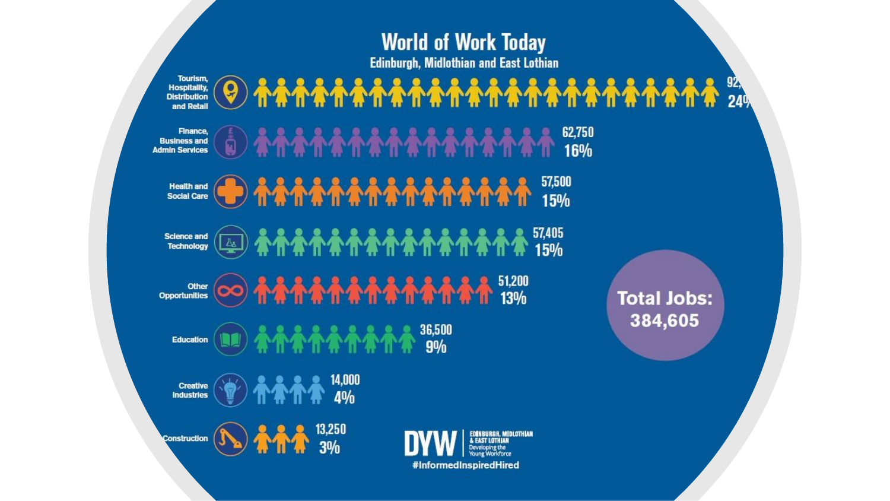# World of Work Today

## Edinburgh, Midlothian and East Lothian

Tourism, Hospitality, Distribution and Retail
92,
24%

Finance, Business and Admin Services
62,750
16%

Health and Social Care
57,500
15%

Science and Technology
57,405
15%

Other Opportunities
51,200
13%

Education
36,500
9%

Creative Industries
14,000
4%

Construction
13,250
3%

**Total Jobs: 384,605**

DYW | EDINBURGH, MIDLOTHIAN & EAST LOTHIAN Developing the Young Workforce

#InformedInspiredHired